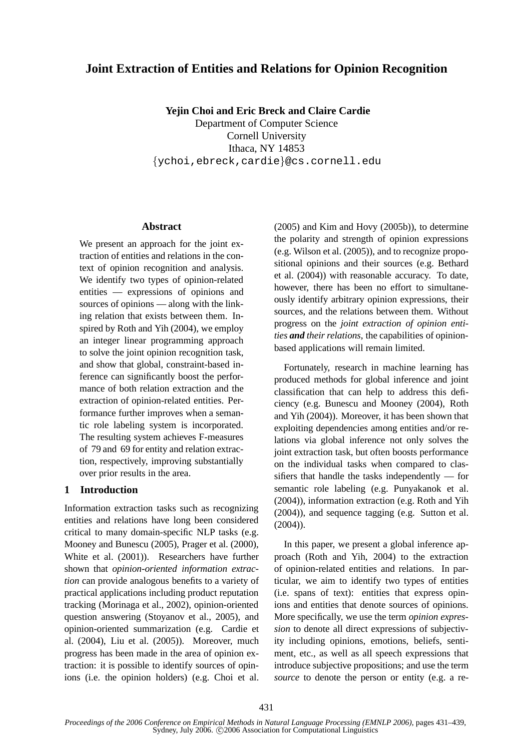# Joint Extraction of Entities and Relations for Opinion Recognition

**Yejin Choi and Eric Breck and Claire Cardie**
Department of Computer Science
Cornell University
Ithaca, NY 14853
{ychoi,ebreck,cardie}@cs.cornell.edu

## Abstract

We present an approach for the joint extraction of entities and relations in the context of opinion recognition and analysis. We identify two types of opinion-related entities — expressions of opinions and sources of opinions — along with the linking relation that exists between them. Inspired by Roth and Yih (2004), we employ an integer linear programming approach to solve the joint opinion recognition task, and show that global, constraint-based inference can significantly boost the performance of both relation extraction and the extraction of opinion-related entities. Performance further improves when a semantic role labeling system is incorporated. The resulting system achieves F-measures of 79 and 69 for entity and relation extraction, respectively, improving substantially over prior results in the area.

## 1 Introduction

Information extraction tasks such as recognizing entities and relations have long been considered critical to many domain-specific NLP tasks (e.g. Mooney and Bunescu (2005), Prager et al. (2000), White et al. (2001)). Researchers have further shown that *opinion-oriented information extraction* can provide analogous benefits to a variety of practical applications including product reputation tracking (Morinaga et al., 2002), opinion-oriented question answering (Stoyanov et al., 2005), and opinion-oriented summarization (e.g. Cardie et al. (2004), Liu et al. (2005)). Moreover, much progress has been made in the area of opinion extraction: it is possible to identify sources of opinions (i.e. the opinion holders) (e.g. Choi et al. (2005) and Kim and Hovy (2005b)), to determine the polarity and strength of opinion expressions (e.g. Wilson et al. (2005)), and to recognize propositional opinions and their sources (e.g. Bethard et al. (2004)) with reasonable accuracy. To date, however, there has been no effort to simultaneously identify arbitrary opinion expressions, their sources, and the relations between them. Without progress on the *joint extraction of opinion entities* ***and*** *their relations*, the capabilities of opinion-based applications will remain limited.

Fortunately, research in machine learning has produced methods for global inference and joint classification that can help to address this deficiency (e.g. Bunescu and Mooney (2004), Roth and Yih (2004)). Moreover, it has been shown that exploiting dependencies among entities and/or relations via global inference not only solves the joint extraction task, but often boosts performance on the individual tasks when compared to classifiers that handle the tasks independently — for semantic role labeling (e.g. Punyakanok et al. (2004)), information extraction (e.g. Roth and Yih (2004)), and sequence tagging (e.g. Sutton et al. (2004)).

In this paper, we present a global inference approach (Roth and Yih, 2004) to the extraction of opinion-related entities and relations. In particular, we aim to identify two types of entities (i.e. spans of text): entities that express opinions and entities that denote sources of opinions. More specifically, we use the term *opinion expression* to denote all direct expressions of subjectivity including opinions, emotions, beliefs, sentiment, etc., as well as all speech expressions that introduce subjective propositions; and use the term *source* to denote the person or entity (e.g. a re-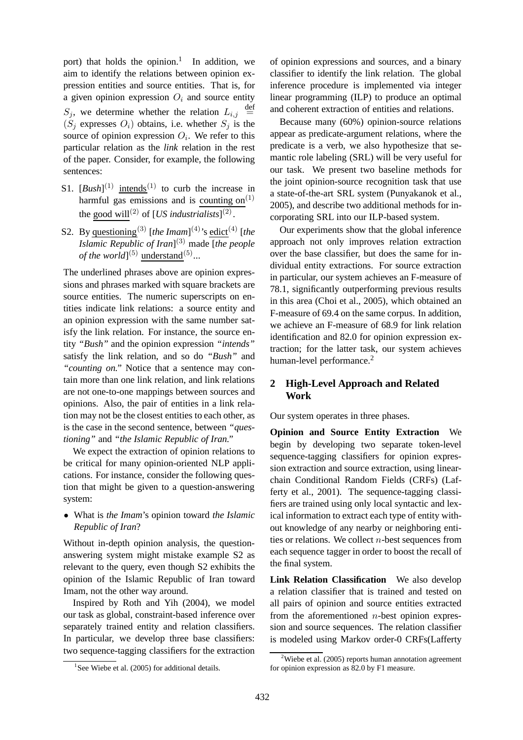port) that holds the opinion.[1] In addition, we aim to identify the relations between opinion expression entities and source entities. That is, for a given opinion expression $O_i$ and source entity $S_j$, we determine whether the relation $L_{i,j} \stackrel{\text{def}}{=} (S_j \text{ expresses } O_i)$ obtains, i.e. whether $S_j$ is the source of opinion expression $O_i$. We refer to this particular relation as the *link* relation in the rest of the paper. Consider, for example, the following sentences:

S1. [*Bush*]$^{(1)}$ intends$^{(1)}$ to curb the increase in harmful gas emissions and is counting on$^{(1)}$ the good will$^{(2)}$ of [*US industrialists*]$^{(2)}$.

S2. By questioning$^{(3)}$ [*the Imam*]$^{(4)}$'s edict$^{(4)}$ [*the Islamic Republic of Iran*]$^{(3)}$ made [*the people of the world*]$^{(5)}$ understand$^{(5)}$...

The underlined phrases above are opinion expressions and phrases marked with square brackets are source entities. The numeric superscripts on entities indicate link relations: a source entity and an opinion expression with the same number satisfy the link relation. For instance, the source entity *"Bush"* and the opinion expression *"intends"* satisfy the link relation, and so do *"Bush"* and *"counting on."* Notice that a sentence may contain more than one link relation, and link relations are not one-to-one mappings between sources and opinions. Also, the pair of entities in a link relation may not be the closest entities to each other, as is the case in the second sentence, between *"questioning"* and *"the Islamic Republic of Iran."*

We expect the extraction of opinion relations to be critical for many opinion-oriented NLP applications. For instance, consider the following question that might be given to a question-answering system:

- What is *the Imam*'s opinion toward *the Islamic Republic of Iran*?

Without in-depth opinion analysis, the question-answering system might mistake example S2 as relevant to the query, even though S2 exhibits the opinion of the Islamic Republic of Iran toward Imam, not the other way around.

Inspired by Roth and Yih (2004), we model our task as global, constraint-based inference over separately trained entity and relation classifiers. In particular, we develop three base classifiers: two sequence-tagging classifiers for the extraction of opinion expressions and sources, and a binary classifier to identify the link relation. The global inference procedure is implemented via integer linear programming (ILP) to produce an optimal and coherent extraction of entities and relations.

Because many (60%) opinion-source relations appear as predicate-argument relations, where the predicate is a verb, we also hypothesize that semantic role labeling (SRL) will be very useful for our task. We present two baseline methods for the joint opinion-source recognition task that use a state-of-the-art SRL system (Punyakanok et al., 2005), and describe two additional methods for incorporating SRL into our ILP-based system.

Our experiments show that the global inference approach not only improves relation extraction over the base classifier, but does the same for individual entity extractions. For source extraction in particular, our system achieves an F-measure of 78.1, significantly outperforming previous results in this area (Choi et al., 2005), which obtained an F-measure of 69.4 on the same corpus. In addition, we achieve an F-measure of 68.9 for link relation identification and 82.0 for opinion expression extraction; for the latter task, our system achieves human-level performance.[2]

## 2 High-Level Approach and Related Work

Our system operates in three phases.

**Opinion and Source Entity Extraction** We begin by developing two separate token-level sequence-tagging classifiers for opinion expression extraction and source extraction, using linear-chain Conditional Random Fields (CRFs) (Lafferty et al., 2001). The sequence-tagging classifiers are trained using only local syntactic and lexical information to extract each type of entity without knowledge of any nearby or neighboring entities or relations. We collect $n$-best sequences from each sequence tagger in order to boost the recall of the final system.

**Link Relation Classification** We also develop a relation classifier that is trained and tested on all pairs of opinion and source entities extracted from the aforementioned $n$-best opinion expression and source sequences. The relation classifier is modeled using Markov order-0 CRFs(Lafferty

[1] See Wiebe et al. (2005) for additional details.

[2] Wiebe et al. (2005) reports human annotation agreement for opinion expression as 82.0 by F1 measure.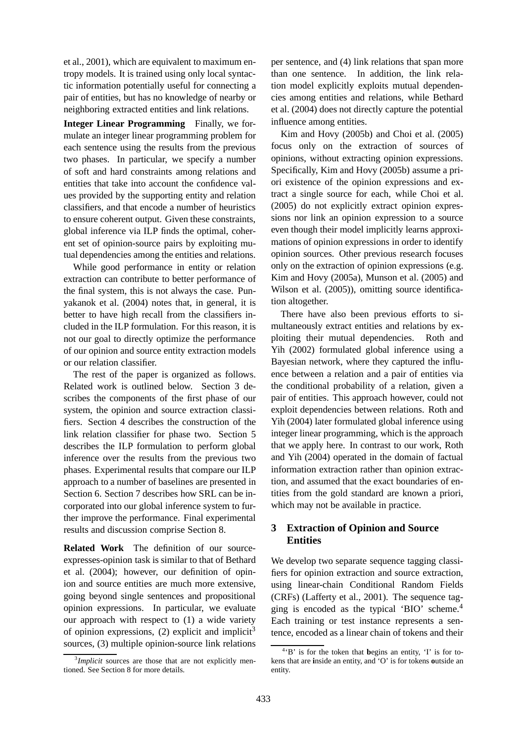et al., 2001), which are equivalent to maximum entropy models. It is trained using only local syntactic information potentially useful for connecting a pair of entities, but has no knowledge of nearby or neighboring extracted entities and link relations.

**Integer Linear Programming** Finally, we formulate an integer linear programming problem for each sentence using the results from the previous two phases. In particular, we specify a number of soft and hard constraints among relations and entities that take into account the confidence values provided by the supporting entity and relation classifiers, and that encode a number of heuristics to ensure coherent output. Given these constraints, global inference via ILP finds the optimal, coherent set of opinion-source pairs by exploiting mutual dependencies among the entities and relations.

While good performance in entity or relation extraction can contribute to better performance of the final system, this is not always the case. Punyakanok et al. (2004) notes that, in general, it is better to have high recall from the classifiers included in the ILP formulation. For this reason, it is not our goal to directly optimize the performance of our opinion and source entity extraction models or our relation classifier.

The rest of the paper is organized as follows. Related work is outlined below. Section 3 describes the components of the first phase of our system, the opinion and source extraction classifiers. Section 4 describes the construction of the link relation classifier for phase two. Section 5 describes the ILP formulation to perform global inference over the results from the previous two phases. Experimental results that compare our ILP approach to a number of baselines are presented in Section 6. Section 7 describes how SRL can be incorporated into our global inference system to further improve the performance. Final experimental results and discussion comprise Section 8.

**Related Work** The definition of our source-expresses-opinion task is similar to that of Bethard et al. (2004); however, our definition of opinion and source entities are much more extensive, going beyond single sentences and propositional opinion expressions. In particular, we evaluate our approach with respect to (1) a wide variety of opinion expressions, (2) explicit and implicit[3] sources, (3) multiple opinion-source link relations per sentence, and (4) link relations that span more than one sentence. In addition, the link relation model explicitly exploits mutual dependencies among entities and relations, while Bethard et al. (2004) does not directly capture the potential influence among entities.

[3] *Implicit* sources are those that are not explicitly mentioned. See Section 8 for more details.

Kim and Hovy (2005b) and Choi et al. (2005) focus only on the extraction of sources of opinions, without extracting opinion expressions. Specifically, Kim and Hovy (2005b) assume a priori existence of the opinion expressions and extract a single source for each, while Choi et al. (2005) do not explicitly extract opinion expressions nor link an opinion expression to a source even though their model implicitly learns approximations of opinion expressions in order to identify opinion sources. Other previous research focuses only on the extraction of opinion expressions (e.g. Kim and Hovy (2005a), Munson et al. (2005) and Wilson et al. (2005)), omitting source identification altogether.

There have also been previous efforts to simultaneously extract entities and relations by exploiting their mutual dependencies. Roth and Yih (2002) formulated global inference using a Bayesian network, where they captured the influence between a relation and a pair of entities via the conditional probability of a relation, given a pair of entities. This approach however, could not exploit dependencies between relations. Roth and Yih (2004) later formulated global inference using integer linear programming, which is the approach that we apply here. In contrast to our work, Roth and Yih (2004) operated in the domain of factual information extraction rather than opinion extraction, and assumed that the exact boundaries of entities from the gold standard are known a priori, which may not be available in practice.

## 3 Extraction of Opinion and Source Entities

We develop two separate sequence tagging classifiers for opinion extraction and source extraction, using linear-chain Conditional Random Fields (CRFs) (Lafferty et al., 2001). The sequence tagging is encoded as the typical 'BIO' scheme.[4] Each training or test instance represents a sentence, encoded as a linear chain of tokens and their

[4] 'B' is for the token that **b**egins an entity, 'I' is for tokens that are **i**nside an entity, and 'O' is for tokens **o**utside an entity.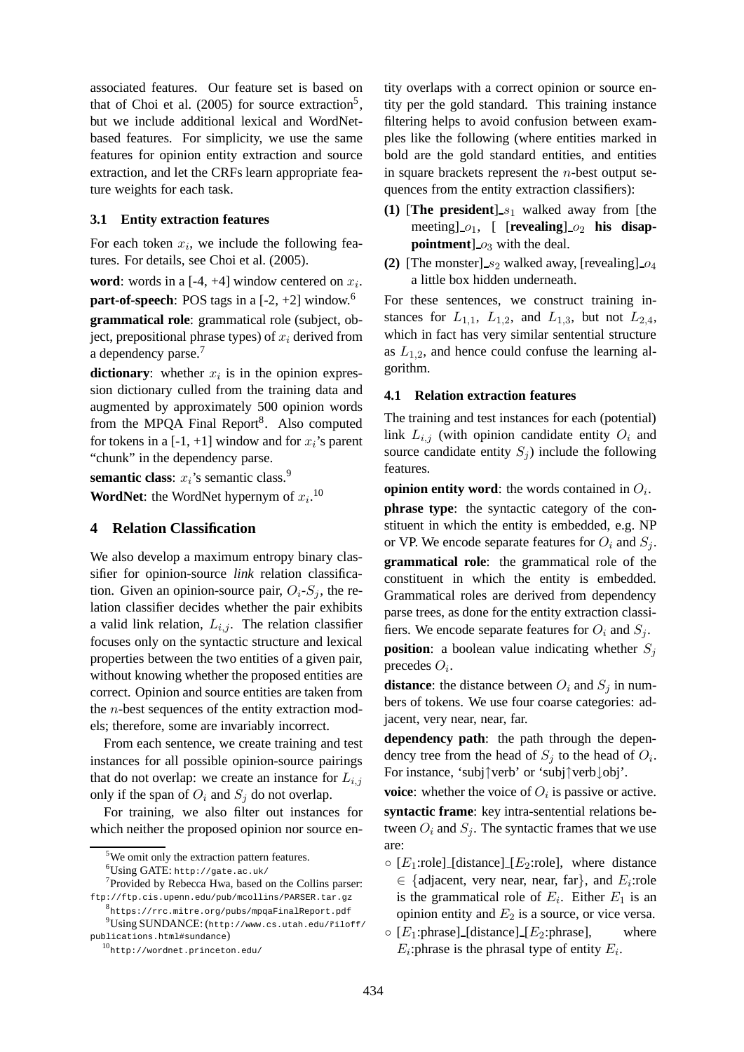associated features. Our feature set is based on that of Choi et al. (2005) for source extraction[5], but we include additional lexical and WordNet-based features. For simplicity, we use the same features for opinion entity extraction and source extraction, and let the CRFs learn appropriate feature weights for each task.

### 3.1 Entity extraction features

For each token $x_i$, we include the following features. For details, see Choi et al. (2005).

**word**: words in a [-4, +4] window centered on $x_i$.

**part-of-speech**: POS tags in a [-2, +2] window.[6]

**grammatical role**: grammatical role (subject, object, prepositional phrase types) of $x_i$ derived from a dependency parse.[7]

**dictionary**: whether $x_i$ is in the opinion expression dictionary culled from the training data and augmented by approximately 500 opinion words from the MPQA Final Report[8]. Also computed for tokens in a [-1, +1] window and for $x_i$'s parent "chunk" in the dependency parse.

**semantic class**: $x_i$'s semantic class.[9]

**WordNet**: the WordNet hypernym of $x_i$.[10]

## 4 Relation Classification

We also develop a maximum entropy binary classifier for opinion-source *link* relation classification. Given an opinion-source pair, $O_i$-$S_j$, the relation classifier decides whether the pair exhibits a valid link relation, $L_{i,j}$. The relation classifier focuses only on the syntactic structure and lexical properties between the two entities of a given pair, without knowing whether the proposed entities are correct. Opinion and source entities are taken from the $n$-best sequences of the entity extraction models; therefore, some are invariably incorrect.

From each sentence, we create training and test instances for all possible opinion-source pairings that do not overlap: we create an instance for $L_{i,j}$ only if the span of $O_i$ and $S_j$ do not overlap.

For training, we also filter out instances for which neither the proposed opinion nor source entity overlaps with a correct opinion or source entity per the gold standard. This training instance filtering helps to avoid confusion between examples like the following (where entities marked in bold are the gold standard entities, and entities in square brackets represent the $n$-best output sequences from the entity extraction classifiers):

**(1)** [**The president**]\_$s_1$ walked away from [the meeting]\_$o_1$, [ [**revealing**]\_$o_2$ **his disappointment**]\_$o_3$ with the deal.

**(2)** [The monster]\_$s_2$ walked away, [revealing]\_$o_4$ a little box hidden underneath.

For these sentences, we construct training instances for $L_{1,1}$, $L_{1,2}$, and $L_{1,3}$, but not $L_{2,4}$, which in fact has very similar sentential structure as $L_{1,2}$, and hence could confuse the learning algorithm.

### 4.1 Relation extraction features

The training and test instances for each (potential) link $L_{i,j}$ (with opinion candidate entity $O_i$ and source candidate entity $S_j$) include the following features.

**opinion entity word**: the words contained in $O_i$.

**phrase type**: the syntactic category of the constituent in which the entity is embedded, e.g. NP or VP. We encode separate features for $O_i$ and $S_j$.

**grammatical role**: the grammatical role of the constituent in which the entity is embedded. Grammatical roles are derived from dependency parse trees, as done for the entity extraction classifiers. We encode separate features for $O_i$ and $S_j$.

**position**: a boolean value indicating whether $S_j$ precedes $O_i$.

**distance**: the distance between $O_i$ and $S_j$ in numbers of tokens. We use four coarse categories: adjacent, very near, near, far.

**dependency path**: the path through the dependency tree from the head of $S_j$ to the head of $O_i$. For instance, 'subj↑verb' or 'subj↑verb↓obj'.

**voice**: whether the voice of $O_i$ is passive or active.

**syntactic frame**: key intra-sentential relations between $O_i$ and $S_j$. The syntactic frames that we use are:

- [$E_1$:role]\_[distance]\_[$E_2$:role], where distance $\in$ {adjacent, very near, near, far}, and $E_i$:role is the grammatical role of $E_i$. Either $E_1$ is an opinion entity and $E_2$ is a source, or vice versa.
- [$E_1$:phrase]\_[distance]\_[$E_2$:phrase], where $E_i$:phrase is the phrasal type of entity $E_i$.

---

[5] We omit only the extraction pattern features.

[6] Using GATE: http://gate.ac.uk/

[7] Provided by Rebecca Hwa, based on the Collins parser: ftp://ftp.cis.upenn.edu/pub/mcollins/PARSER.tar.gz

[8] https://rrc.mitre.org/pubs/mpqaFinalReport.pdf

[9] Using SUNDANCE: (http://www.cs.utah.edu/~riloff/publications.html#sundance)

[10] http://wordnet.princeton.edu/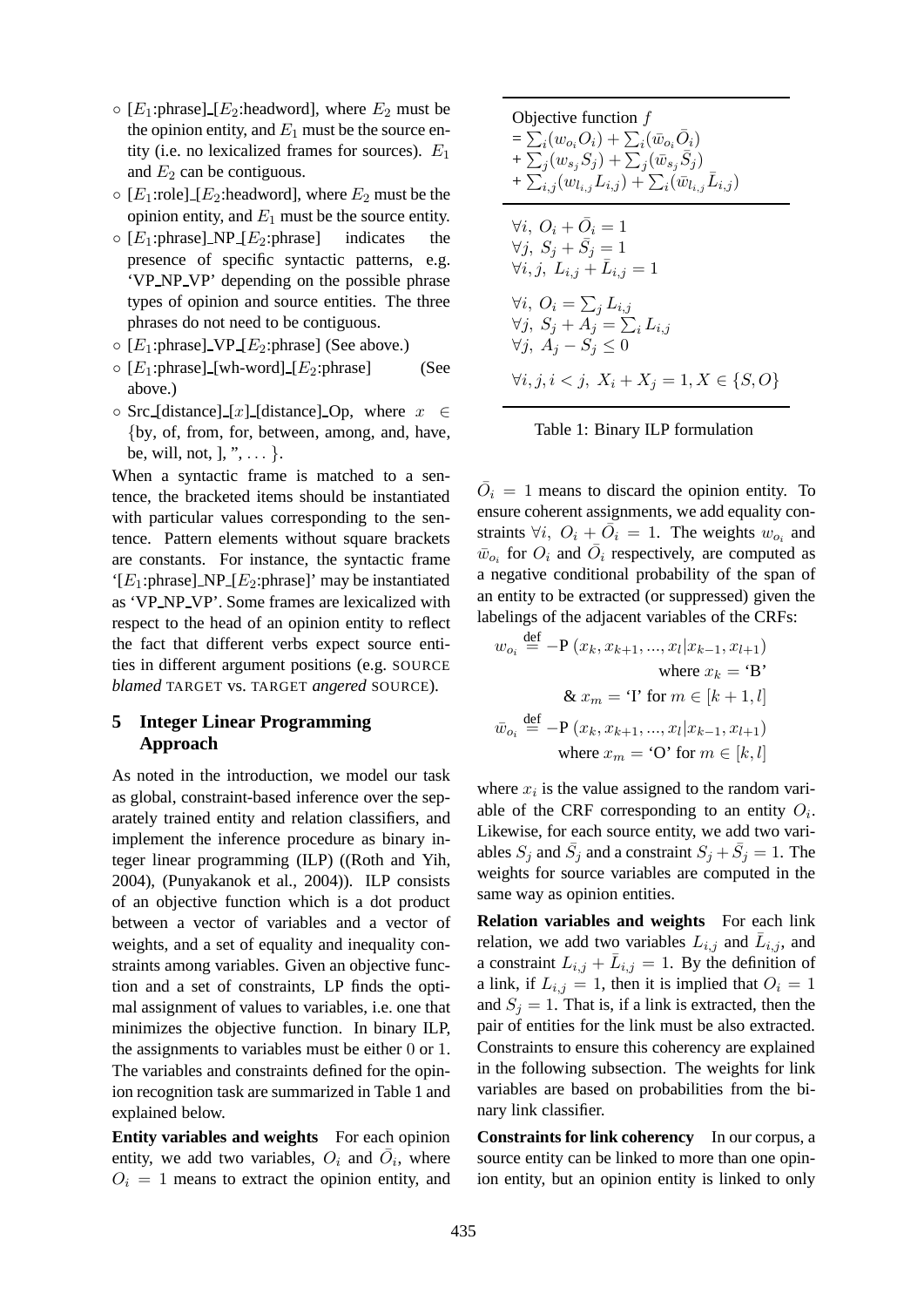- [$E_1$:phrase]_[$E_2$:headword], where $E_2$ must be the opinion entity, and $E_1$ must be the source entity (i.e. no lexicalized frames for sources). $E_1$ and $E_2$ can be contiguous.
- [$E_1$:role]_[$E_2$:headword], where $E_2$ must be the opinion entity, and $E_1$ must be the source entity.
- [$E_1$:phrase]_NP_[$E_2$:phrase] indicates the presence of specific syntactic patterns, e.g. 'VP_NP_VP' depending on the possible phrase types of opinion and source entities. The three phrases do not need to be contiguous.
- [$E_1$:phrase]_VP_[$E_2$:phrase] (See above.)
- [$E_1$:phrase]_[wh-word]_[$E_2$:phrase] (See above.)
- Src_[distance]_[$x$]_[distance]_Op, where $x \in$ {by, of, from, for, between, among, and, have, be, will, not, ], ", … }.

When a syntactic frame is matched to a sentence, the bracketed items should be instantiated with particular values corresponding to the sentence. Pattern elements without square brackets are constants. For instance, the syntactic frame '[$E_1$:phrase]_NP_[$E_2$:phrase]' may be instantiated as 'VP_NP_VP'. Some frames are lexicalized with respect to the head of an opinion entity to reflect the fact that different verbs expect source entities in different argument positions (e.g. SOURCE *blamed* TARGET vs. TARGET *angered* SOURCE).

## 5 Integer Linear Programming Approach

As noted in the introduction, we model our task as global, constraint-based inference over the separately trained entity and relation classifiers, and implement the inference procedure as binary integer linear programming (ILP) ((Roth and Yih, 2004), (Punyakanok et al., 2004)). ILP consists of an objective function which is a dot product between a vector of variables and a vector of weights, and a set of equality and inequality constraints among variables. Given an objective function and a set of constraints, LP finds the optimal assignment of values to variables, i.e. one that minimizes the objective function. In binary ILP, the assignments to variables must be either 0 or 1. The variables and constraints defined for the opinion recognition task are summarized in Table 1 and explained below.

| Objective function $f$ |
|---|
| $= \sum_i (w_{o_i} O_i) + \sum_i (\bar{w}_{o_i} \bar{O}_i)$ <br> $+ \sum_j (w_{s_j} S_j) + \sum_j (\bar{w}_{s_j} \bar{S}_j)$ <br> $+ \sum_{i,j} (w_{l_{i,j}} L_{i,j}) + \sum_i (\bar{w}_{l_{i,j}} \bar{L}_{i,j})$ |
| $\forall i,\ O_i + \bar{O}_i = 1$ <br> $\forall j,\ S_j + \bar{S}_j = 1$ <br> $\forall i, j,\ L_{i,j} + \bar{L}_{i,j} = 1$ <br><br> $\forall i,\ O_i = \sum_j L_{i,j}$ <br> $\forall j,\ S_j + A_j = \sum_i L_{i,j}$ <br> $\forall j,\ A_j - S_j \leq 0$ <br><br> $\forall i, j, i < j,\ X_i + X_j = 1, X \in \{S, O\}$ |

Table 1: Binary ILP formulation

**Entity variables and weights** For each opinion entity, we add two variables, $O_i$ and $\bar{O}_i$, where $O_i = 1$ means to extract the opinion entity, and $\bar{O}_i = 1$ means to discard the opinion entity. To ensure coherent assignments, we add equality constraints $\forall i,\ O_i + \bar{O}_i = 1$. The weights $w_{o_i}$ and $\bar{w}_{o_i}$ for $O_i$ and $\bar{O}_i$ respectively, are computed as a negative conditional probability of the span of an entity to be extracted (or suppressed) given the labelings of the adjacent variables of the CRFs:

$$w_{o_i} \stackrel{\text{def}}{=} -\text{P}\ (x_k, x_{k+1}, ..., x_l | x_{k-1}, x_{l+1}) \quad \text{where } x_k = \text{`B'} \ \&\ x_m = \text{`I' for } m \in [k+1, l]$$

$$\bar{w}_{o_i} \stackrel{\text{def}}{=} -\text{P}\ (x_k, x_{k+1}, ..., x_l | x_{k-1}, x_{l+1}) \quad \text{where } x_m = \text{`O' for } m \in [k, l]$$

where $x_i$ is the value assigned to the random variable of the CRF corresponding to an entity $O_i$. Likewise, for each source entity, we add two variables $S_j$ and $\bar{S}_j$ and a constraint $S_j + \bar{S}_j = 1$. The weights for source variables are computed in the same way as opinion entities.

**Relation variables and weights** For each link relation, we add two variables $L_{i,j}$ and $\bar{L}_{i,j}$, and a constraint $L_{i,j} + \bar{L}_{i,j} = 1$. By the definition of a link, if $L_{i,j} = 1$, then it is implied that $O_i = 1$ and $S_j = 1$. That is, if a link is extracted, then the pair of entities for the link must be also extracted. Constraints to ensure this coherency are explained in the following subsection. The weights for link variables are based on probabilities from the binary link classifier.

**Constraints for link coherency** In our corpus, a source entity can be linked to more than one opinion entity, but an opinion entity is linked to only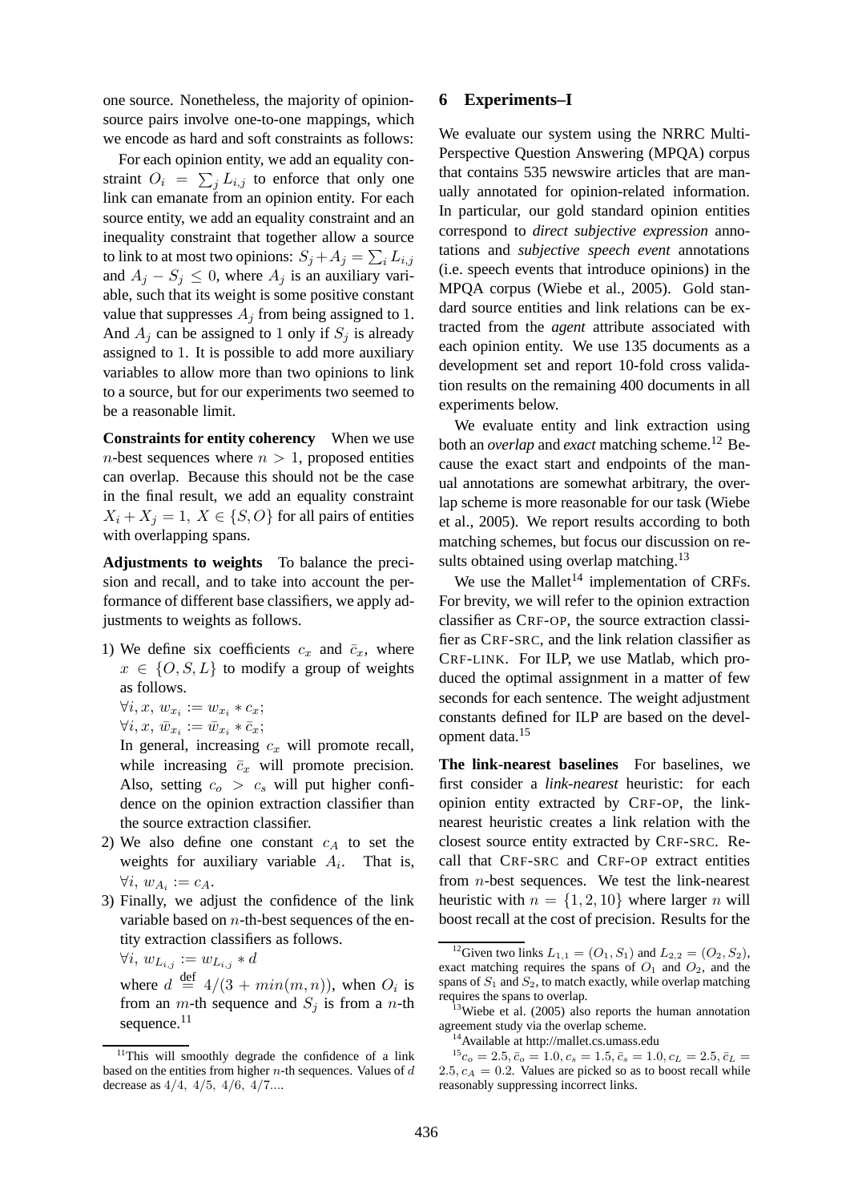one source. Nonetheless, the majority of opinion-source pairs involve one-to-one mappings, which we encode as hard and soft constraints as follows:

For each opinion entity, we add an equality constraint $O_i = \sum_j L_{i,j}$ to enforce that only one link can emanate from an opinion entity. For each source entity, we add an equality constraint and an inequality constraint that together allow a source to link to at most two opinions: $S_j + A_j = \sum_i L_{i,j}$ and $A_j - S_j \leq 0$, where $A_j$ is an auxiliary variable, such that its weight is some positive constant value that suppresses $A_j$ from being assigned to 1. And $A_j$ can be assigned to 1 only if $S_j$ is already assigned to 1. It is possible to add more auxiliary variables to allow more than two opinions to link to a source, but for our experiments two seemed to be a reasonable limit.

**Constraints for entity coherency** When we use $n$-best sequences where $n > 1$, proposed entities can overlap. Because this should not be the case in the final result, we add an equality constraint $X_i + X_j = 1,\ X \in \{S, O\}$ for all pairs of entities with overlapping spans.

**Adjustments to weights** To balance the precision and recall, and to take into account the performance of different base classifiers, we apply adjustments to weights as follows.

1) We define six coefficients $c_x$ and $\bar{c}_x$, where $x \in \{O, S, L\}$ to modify a group of weights as follows.
   $\forall i, x,\ w_{x_i} := w_{x_i} * c_x;$
   $\forall i, x,\ \bar{w}_{x_i} := \bar{w}_{x_i} * \bar{c}_x;$
   In general, increasing $c_x$ will promote recall, while increasing $\bar{c}_x$ will promote precision. Also, setting $c_o > c_s$ will put higher confidence on the opinion extraction classifier than the source extraction classifier.
2) We also define one constant $c_A$ to set the weights for auxiliary variable $A_i$. That is, $\forall i,\ w_{A_i} := c_A$.
3) Finally, we adjust the confidence of the link variable based on $n$-th-best sequences of the entity extraction classifiers as follows.
   $\forall i,\ w_{L_{i,j}} := w_{L_{i,j}} * d$
   where $d \stackrel{\text{def}}{=} 4/(3 + min(m, n))$, when $O_i$ is from an $m$-th sequence and $S_j$ is from a $n$-th sequence.[11]

[11] This will smoothly degrade the confidence of a link based on the entities from higher $n$-th sequences. Values of $d$ decrease as $4/4,\ 4/5,\ 4/6,\ 4/7....$

## 6 Experiments–I

We evaluate our system using the NRRC Multi-Perspective Question Answering (MPQA) corpus that contains 535 newswire articles that are manually annotated for opinion-related information. In particular, our gold standard opinion entities correspond to *direct subjective expression* annotations and *subjective speech event* annotations (i.e. speech events that introduce opinions) in the MPQA corpus (Wiebe et al., 2005). Gold standard source entities and link relations can be extracted from the *agent* attribute associated with each opinion entity. We use 135 documents as a development set and report 10-fold cross validation results on the remaining 400 documents in all experiments below.

We evaluate entity and link extraction using both an *overlap* and *exact* matching scheme.[12] Because the exact start and endpoints of the manual annotations are somewhat arbitrary, the overlap scheme is more reasonable for our task (Wiebe et al., 2005). We report results according to both matching schemes, but focus our discussion on results obtained using overlap matching.[13]

We use the Mallet[14] implementation of CRFs. For brevity, we will refer to the opinion extraction classifier as CRF-OP, the source extraction classifier as CRF-SRC, and the link relation classifier as CRF-LINK. For ILP, we use Matlab, which produced the optimal assignment in a matter of few seconds for each sentence. The weight adjustment constants defined for ILP are based on the development data.[15]

**The link-nearest baselines** For baselines, we first consider a *link-nearest* heuristic: for each opinion entity extracted by CRF-OP, the link-nearest heuristic creates a link relation with the closest source entity extracted by CRF-SRC. Recall that CRF-SRC and CRF-OP extract entities from $n$-best sequences. We test the link-nearest heuristic with $n = \{1, 2, 10\}$ where larger $n$ will boost recall at the cost of precision. Results for the

[12] Given two links $L_{1,1} = (O_1, S_1)$ and $L_{2,2} = (O_2, S_2)$, exact matching requires the spans of $O_1$ and $O_2$, and the spans of $S_1$ and $S_2$, to match exactly, while overlap matching requires the spans to overlap.

[13] Wiebe et al. (2005) also reports the human annotation agreement study via the overlap scheme.

[14] Available at http://mallet.cs.umass.edu

[15] $c_o = 2.5, \bar{c}_o = 1.0, c_s = 1.5, \bar{c}_s = 1.0, c_L = 2.5, \bar{c}_L = 2.5, c_A = 0.2$. Values are picked so as to boost recall while reasonably suppressing incorrect links.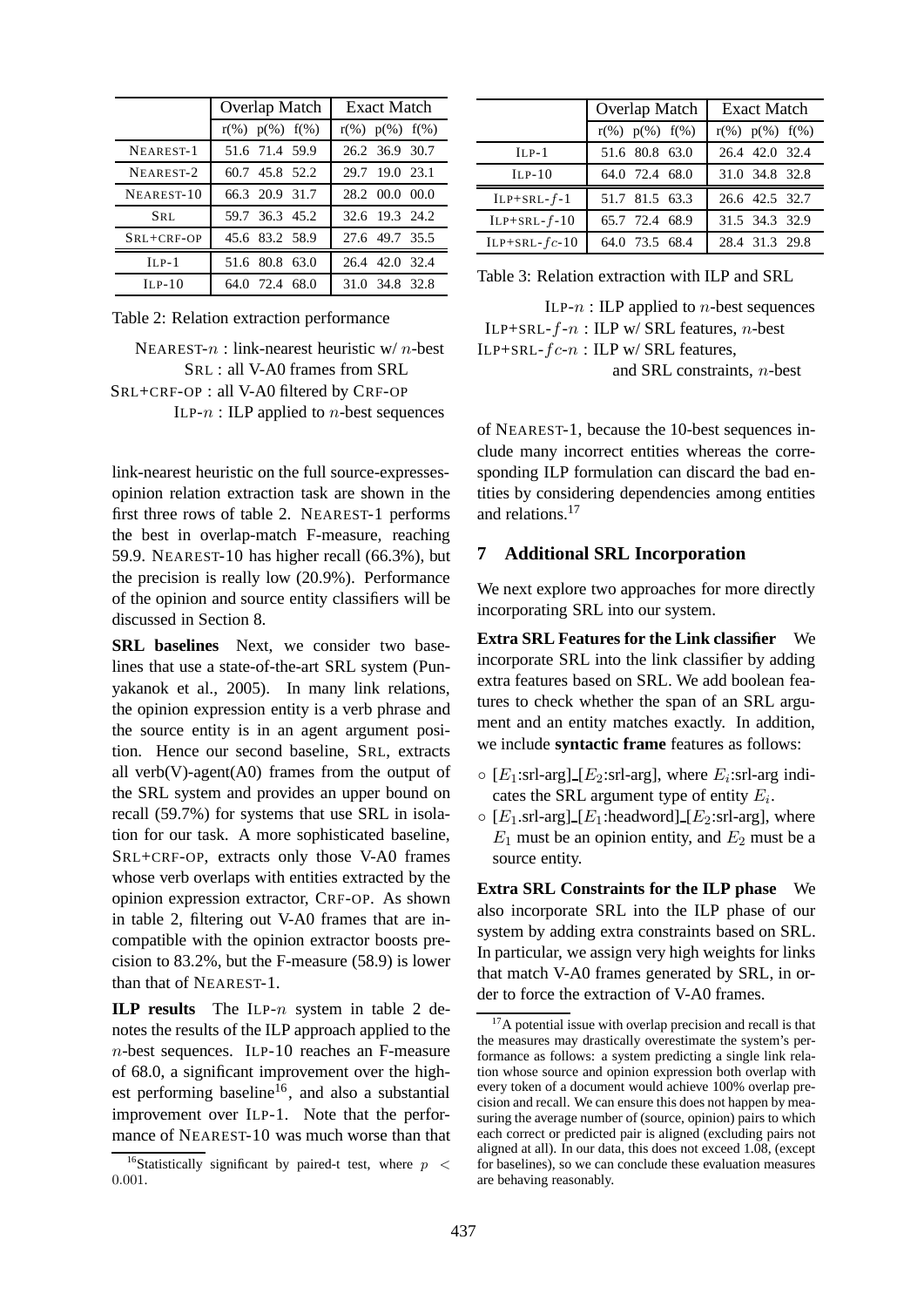| | Overlap Match | | | Exact Match | | |
|---|---|---|---|---|---|---|
| | r(%) | p(%) | f(%) | r(%) | p(%) | f(%) |
| NEAREST-1 | 51.6 | 71.4 | 59.9 | 26.2 | 36.9 | 30.7 |
| NEAREST-2 | 60.7 | 45.8 | 52.2 | 29.7 | 19.0 | 23.1 |
| NEAREST-10 | 66.3 | 20.9 | 31.7 | 28.2 | 00.0 | 00.0 |
| SRL | 59.7 | 36.3 | 45.2 | 32.6 | 19.3 | 24.2 |
| SRL+CRF-OP | 45.6 | 83.2 | 58.9 | 27.6 | 49.7 | 35.5 |
| ILP-1 | 51.6 | 80.8 | 63.0 | 26.4 | 42.0 | 32.4 |
| ILP-10 | 64.0 | 72.4 | 68.0 | 31.0 | 34.8 | 32.8 |

Table 2: Relation extraction performance

NEAREST-$n$ : link-nearest heuristic w/ $n$-best
SRL : all V-A0 frames from SRL
SRL+CRF-OP : all V-A0 filtered by CRF-OP
ILP-$n$ : ILP applied to $n$-best sequences

link-nearest heuristic on the full source-expresses-opinion relation extraction task are shown in the first three rows of table 2. NEAREST-1 performs the best in overlap-match F-measure, reaching 59.9. NEAREST-10 has higher recall (66.3%), but the precision is really low (20.9%). Performance of the opinion and source entity classifiers will be discussed in Section 8.

**SRL baselines** Next, we consider two baselines that use a state-of-the-art SRL system (Punyakanok et al., 2005). In many link relations, the opinion expression entity is a verb phrase and the source entity is in an agent argument position. Hence our second baseline, SRL, extracts all verb(V)-agent(A0) frames from the output of the SRL system and provides an upper bound on recall (59.7%) for systems that use SRL in isolation for our task. A more sophisticated baseline, SRL+CRF-OP, extracts only those V-A0 frames whose verb overlaps with entities extracted by the opinion expression extractor, CRF-OP. As shown in table 2, filtering out V-A0 frames that are incompatible with the opinion extractor boosts precision to 83.2%, but the F-measure (58.9) is lower than that of NEAREST-1.

**ILP results** The ILP-$n$ system in table 2 denotes the results of the ILP approach applied to the $n$-best sequences. ILP-10 reaches an F-measure of 68.0, a significant improvement over the highest performing baseline[16], and also a substantial improvement over ILP-1. Note that the performance of NEAREST-10 was much worse than that of NEAREST-1, because the 10-best sequences include many incorrect entities whereas the corresponding ILP formulation can discard the bad entities by considering dependencies among entities and relations.[17]

[16] Statistically significant by paired-t test, where $p < 0.001$.

| | Overlap Match | | | Exact Match | | |
|---|---|---|---|---|---|---|
| | r(%) | p(%) | f(%) | r(%) | p(%) | f(%) |
| ILP-1 | 51.6 | 80.8 | 63.0 | 26.4 | 42.0 | 32.4 |
| ILP-10 | 64.0 | 72.4 | 68.0 | 31.0 | 34.8 | 32.8 |
| ILP+SRL-$f$-1 | 51.7 | 81.5 | 63.3 | 26.6 | 42.5 | 32.7 |
| ILP+SRL-$f$-10 | 65.7 | 72.4 | 68.9 | 31.5 | 34.3 | 32.9 |
| ILP+SRL-$fc$-10 | 64.0 | 73.5 | 68.4 | 28.4 | 31.3 | 29.8 |

Table 3: Relation extraction with ILP and SRL

ILP-$n$ : ILP applied to $n$-best sequences
ILP+SRL-$f$-$n$ : ILP w/ SRL features, $n$-best
ILP+SRL-$fc$-$n$ : ILP w/ SRL features, and SRL constraints, $n$-best

## 7 Additional SRL Incorporation

We next explore two approaches for more directly incorporating SRL into our system.

**Extra SRL Features for the Link classifier** We incorporate SRL into the link classifier by adding extra features based on SRL. We add boolean features to check whether the span of an SRL argument and an entity matches exactly. In addition, we include **syntactic frame** features as follows:

- [$E_1$:srl-arg] [$E_2$:srl-arg], where $E_i$:srl-arg indicates the SRL argument type of entity $E_i$.
- [$E_1$.srl-arg] [$E_1$:headword] [$E_2$:srl-arg], where $E_1$ must be an opinion entity, and $E_2$ must be a source entity.

**Extra SRL Constraints for the ILP phase** We also incorporate SRL into the ILP phase of our system by adding extra constraints based on SRL. In particular, we assign very high weights for links that match V-A0 frames generated by SRL, in order to force the extraction of V-A0 frames.

[17] A potential issue with overlap precision and recall is that the measures may drastically overestimate the system's performance as follows: a system predicting a single link relation whose source and opinion expression both overlap with every token of a document would achieve 100% overlap precision and recall. We can ensure this does not happen by measuring the average number of (source, opinion) pairs to which each correct or predicted pair is aligned (excluding pairs not aligned at all). In our data, this does not exceed 1.08, (except for baselines), so we can conclude these evaluation measures are behaving reasonably.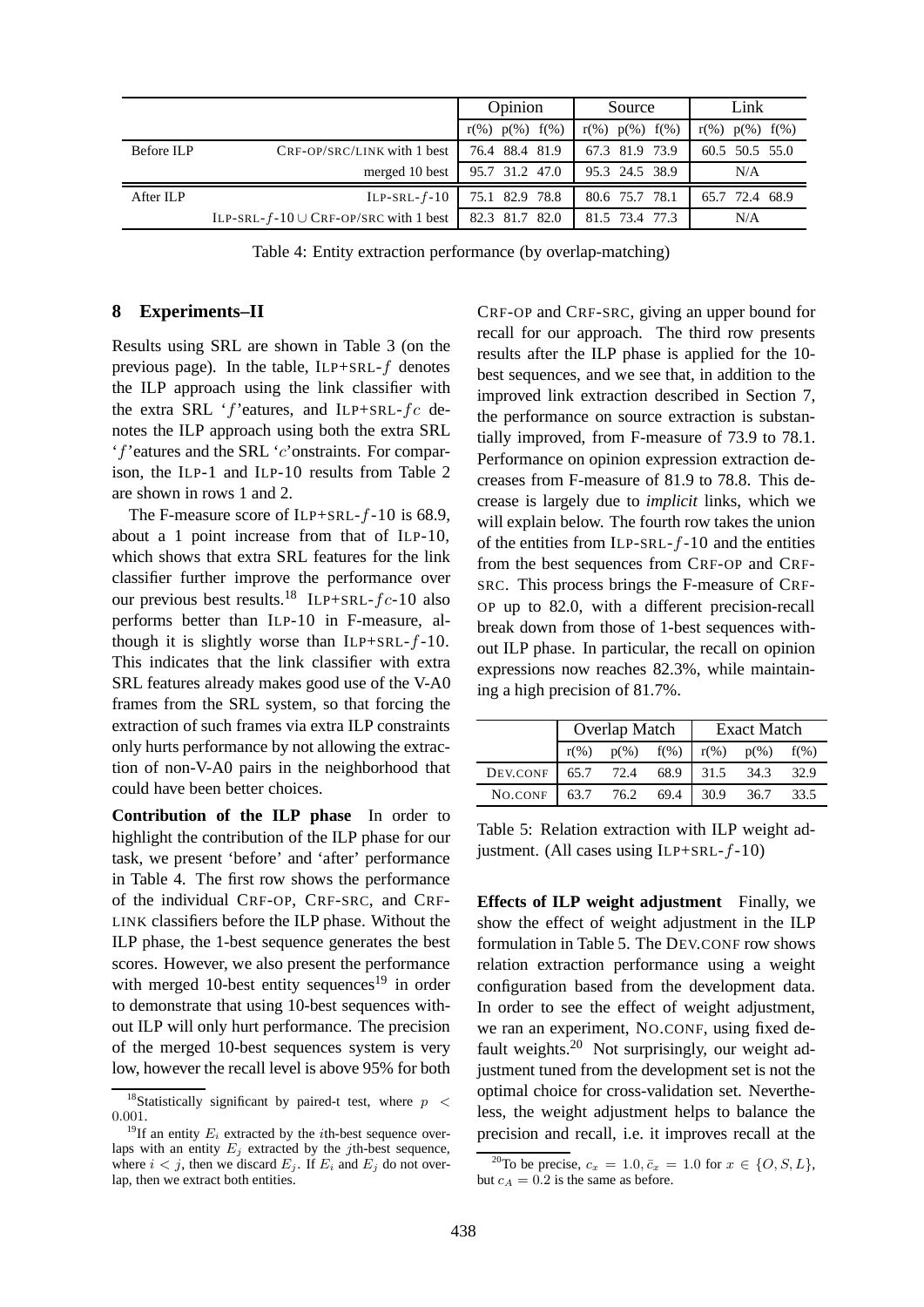| | | Opinion | | | Source | | | Link | | |
|---|---|---|---|---|---|---|---|---|---|---|
| | | r(%) | p(%) | f(%) | r(%) | p(%) | f(%) | r(%) | p(%) | f(%) |
| Before ILP | CRF-OP/SRC/LINK with 1 best | 76.4 | 88.4 | 81.9 | 67.3 | 81.9 | 73.9 | 60.5 | 50.5 | 55.0 |
| | merged 10 best | 95.7 | 31.2 | 47.0 | 95.3 | 24.5 | 38.9 | N/A | | |
| After ILP | ILP-SRL-$f$-10 | 75.1 | 82.9 | 78.8 | 80.6 | 75.7 | 78.1 | 65.7 | 72.4 | 68.9 |
| | ILP-SRL-$f$-10 $\cup$ CRF-OP/SRC with 1 best | 82.3 | 81.7 | 82.0 | 81.5 | 73.4 | 77.3 | N/A | | |

Table 4: Entity extraction performance (by overlap-matching)

## 8 Experiments–II

Results using SRL are shown in Table 3 (on the previous page). In the table, ILP+SRL-$f$ denotes the ILP approach using the link classifier with the extra SRL '$f$'eatures, and ILP+SRL-$fc$ denotes the ILP approach using both the extra SRL '$f$'eatures and the SRL '$c$'onstraints. For comparison, the ILP-1 and ILP-10 results from Table 2 are shown in rows 1 and 2.

The F-measure score of ILP+SRL-$f$-10 is 68.9, about a 1 point increase from that of ILP-10, which shows that extra SRL features for the link classifier further improve the performance over our previous best results.[18] ILP+SRL-$fc$-10 also performs better than ILP-10 in F-measure, although it is slightly worse than ILP+SRL-$f$-10. This indicates that the link classifier with extra SRL features already makes good use of the V-A0 frames from the SRL system, so that forcing the extraction of such frames via extra ILP constraints only hurts performance by not allowing the extraction of non-V-A0 pairs in the neighborhood that could have been better choices.

**Contribution of the ILP phase** In order to highlight the contribution of the ILP phase for our task, we present 'before' and 'after' performance in Table 4. The first row shows the performance of the individual CRF-OP, CRF-SRC, and CRF-LINK classifiers before the ILP phase. Without the ILP phase, the 1-best sequence generates the best scores. However, we also present the performance with merged 10-best entity sequences[19] in order to demonstrate that using 10-best sequences without ILP will only hurt performance. The precision of the merged 10-best sequences system is very low, however the recall level is above 95% for both CRF-OP and CRF-SRC, giving an upper bound for recall for our approach. The third row presents results after the ILP phase is applied for the 10-best sequences, and we see that, in addition to the improved link extraction described in Section 7, the performance on source extraction is substantially improved, from F-measure of 73.9 to 78.1. Performance on opinion expression extraction decreases from F-measure of 81.9 to 78.8. This decrease is largely due to *implicit* links, which we will explain below. The fourth row takes the union of the entities from ILP-SRL-$f$-10 and the entities from the best sequences from CRF-OP and CRF-SRC. This process brings the F-measure of CRF-OP up to 82.0, with a different precision-recall break down from those of 1-best sequences without ILP phase. In particular, the recall on opinion expressions now reaches 82.3%, while maintaining a high precision of 81.7%.

| | Overlap Match | | | Exact Match | | |
|---|---|---|---|---|---|---|
| | r(%) | p(%) | f(%) | r(%) | p(%) | f(%) |
| DEV.CONF | 65.7 | 72.4 | 68.9 | 31.5 | 34.3 | 32.9 |
| NO.CONF | 63.7 | 76.2 | 69.4 | 30.9 | 36.7 | 33.5 |

Table 5: Relation extraction with ILP weight adjustment. (All cases using ILP+SRL-$f$-10)

**Effects of ILP weight adjustment** Finally, we show the effect of weight adjustment in the ILP formulation in Table 5. The DEV.CONF row shows relation extraction performance using a weight configuration based from the development data. In order to see the effect of weight adjustment, we ran an experiment, NO.CONF, using fixed default weights.[20] Not surprisingly, our weight adjustment tuned from the development set is not the optimal choice for cross-validation set. Nevertheless, the weight adjustment helps to balance the precision and recall, i.e. it improves recall at the

[18] Statistically significant by paired-t test, where $p < 0.001$.

[19] If an entity $E_i$ extracted by the $i$th-best sequence overlaps with an entity $E_j$ extracted by the $j$th-best sequence, where $i < j$, then we discard $E_j$. If $E_i$ and $E_j$ do not overlap, then we extract both entities.

[20] To be precise, $c_x = 1.0, \bar{c}_x = 1.0$ for $x \in \{O, S, L\}$, but $c_A = 0.2$ is the same as before.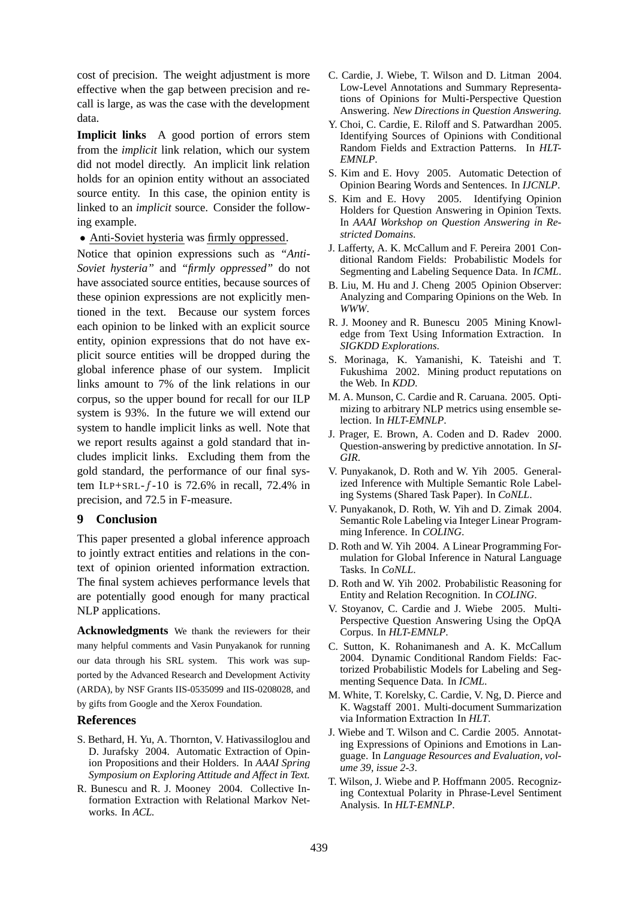cost of precision. The weight adjustment is more effective when the gap between precision and recall is large, as was the case with the development data.

**Implicit links** A good portion of errors stem from the *implicit* link relation, which our system did not model directly. An implicit link relation holds for an opinion entity without an associated source entity. In this case, the opinion entity is linked to an *implicit* source. Consider the following example.

- Anti-Soviet hysteria was firmly oppressed.

Notice that opinion expressions such as *"Anti-Soviet hysteria"* and *"firmly oppressed"* do not have associated source entities, because sources of these opinion expressions are not explicitly mentioned in the text. Because our system forces each opinion to be linked with an explicit source entity, opinion expressions that do not have explicit source entities will be dropped during the global inference phase of our system. Implicit links amount to 7% of the link relations in our corpus, so the upper bound for recall for our ILP system is 93%. In the future we will extend our system to handle implicit links as well. Note that we report results against a gold standard that includes implicit links. Excluding them from the gold standard, the performance of our final system ILP+SRL-$f$-10 is 72.6% in recall, 72.4% in precision, and 72.5 in F-measure.

## 9 Conclusion

This paper presented a global inference approach to jointly extract entities and relations in the context of opinion oriented information extraction. The final system achieves performance levels that are potentially good enough for many practical NLP applications.

**Acknowledgments** We thank the reviewers for their many helpful comments and Vasin Punyakanok for running our data through his SRL system. This work was supported by the Advanced Research and Development Activity (ARDA), by NSF Grants IIS-0535099 and IIS-0208028, and by gifts from Google and the Xerox Foundation.

## References

S. Bethard, H. Yu, A. Thornton, V. Hativassiloglou and D. Jurafsky 2004. Automatic Extraction of Opinion Propositions and their Holders. In *AAAI Spring Symposium on Exploring Attitude and Affect in Text.*

R. Bunescu and R. J. Mooney 2004. Collective Information Extraction with Relational Markov Networks. In *ACL*.

C. Cardie, J. Wiebe, T. Wilson and D. Litman 2004. Low-Level Annotations and Summary Representations of Opinions for Multi-Perspective Question Answering. *New Directions in Question Answering.*

Y. Choi, C. Cardie, E. Riloff and S. Patwardhan 2005. Identifying Sources of Opinions with Conditional Random Fields and Extraction Patterns. In *HLT-EMNLP*.

S. Kim and E. Hovy 2005. Automatic Detection of Opinion Bearing Words and Sentences. In *IJCNLP*.

S. Kim and E. Hovy 2005. Identifying Opinion Holders for Question Answering in Opinion Texts. In *AAAI Workshop on Question Answering in Restricted Domains*.

J. Lafferty, A. K. McCallum and F. Pereira 2001 Conditional Random Fields: Probabilistic Models for Segmenting and Labeling Sequence Data. In *ICML*.

B. Liu, M. Hu and J. Cheng 2005 Opinion Observer: Analyzing and Comparing Opinions on the Web. In *WWW*.

R. J. Mooney and R. Bunescu 2005 Mining Knowledge from Text Using Information Extraction. In *SIGKDD Explorations*.

S. Morinaga, K. Yamanishi, K. Tateishi and T. Fukushima 2002. Mining product reputations on the Web. In *KDD*.

M. A. Munson, C. Cardie and R. Caruana. 2005. Optimizing to arbitrary NLP metrics using ensemble selection. In *HLT-EMNLP*.

J. Prager, E. Brown, A. Coden and D. Radev 2000. Question-answering by predictive annotation. In *SIGIR*.

V. Punyakanok, D. Roth and W. Yih 2005. Generalized Inference with Multiple Semantic Role Labeling Systems (Shared Task Paper). In *CoNLL*.

V. Punyakanok, D. Roth, W. Yih and D. Zimak 2004. Semantic Role Labeling via Integer Linear Programming Inference. In *COLING*.

D. Roth and W. Yih 2004. A Linear Programming Formulation for Global Inference in Natural Language Tasks. In *CoNLL*.

D. Roth and W. Yih 2002. Probabilistic Reasoning for Entity and Relation Recognition. In *COLING*.

V. Stoyanov, C. Cardie and J. Wiebe 2005. Multi-Perspective Question Answering Using the OpQA Corpus. In *HLT-EMNLP*.

C. Sutton, K. Rohanimanesh and A. K. McCallum 2004. Dynamic Conditional Random Fields: Factorized Probabilistic Models for Labeling and Segmenting Sequence Data. In *ICML*.

M. White, T. Korelsky, C. Cardie, V. Ng, D. Pierce and K. Wagstaff 2001. Multi-document Summarization via Information Extraction In *HLT*.

J. Wiebe and T. Wilson and C. Cardie 2005. Annotating Expressions of Opinions and Emotions in Language. In *Language Resources and Evaluation, volume 39, issue 2-3*.

T. Wilson, J. Wiebe and P. Hoffmann 2005. Recognizing Contextual Polarity in Phrase-Level Sentiment Analysis. In *HLT-EMNLP*.